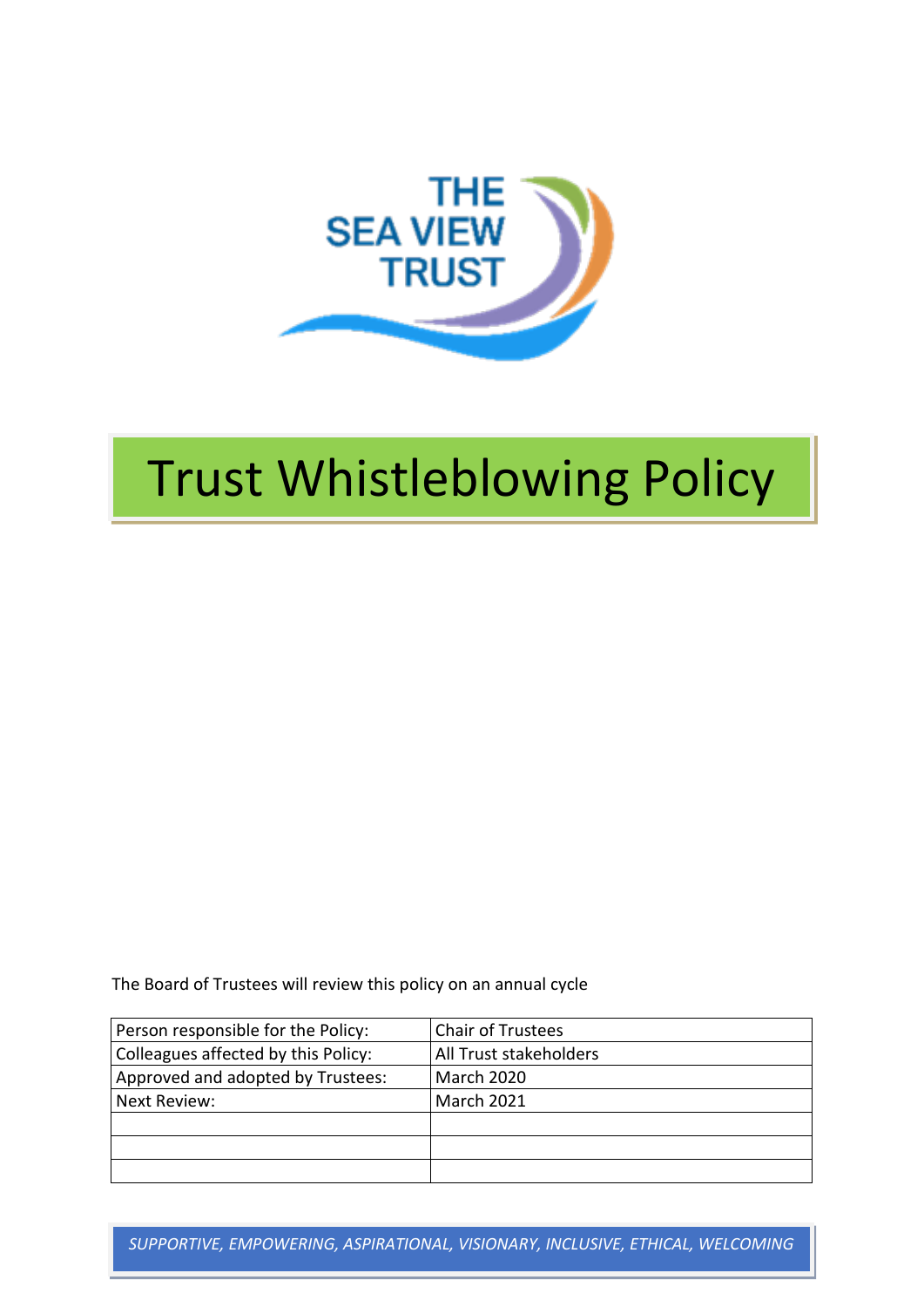THE SEA VIEW TRUST

# Trust Whistleblowing Policy

The Board of Trustees will review this policy on an annual cycle

| Person responsible for the Policy: | Chair of Trustees |
|---|---|
| Colleagues affected by this Policy: | All Trust stakeholders |
| Approved and adopted by Trustees: | March 2020 |
| Next Review: | March 2021 |
| | |
| | |
| | |

*SUPPORTIVE, EMPOWERING, ASPIRATIONAL, VISIONARY, INCLUSIVE, ETHICAL, WELCOMING*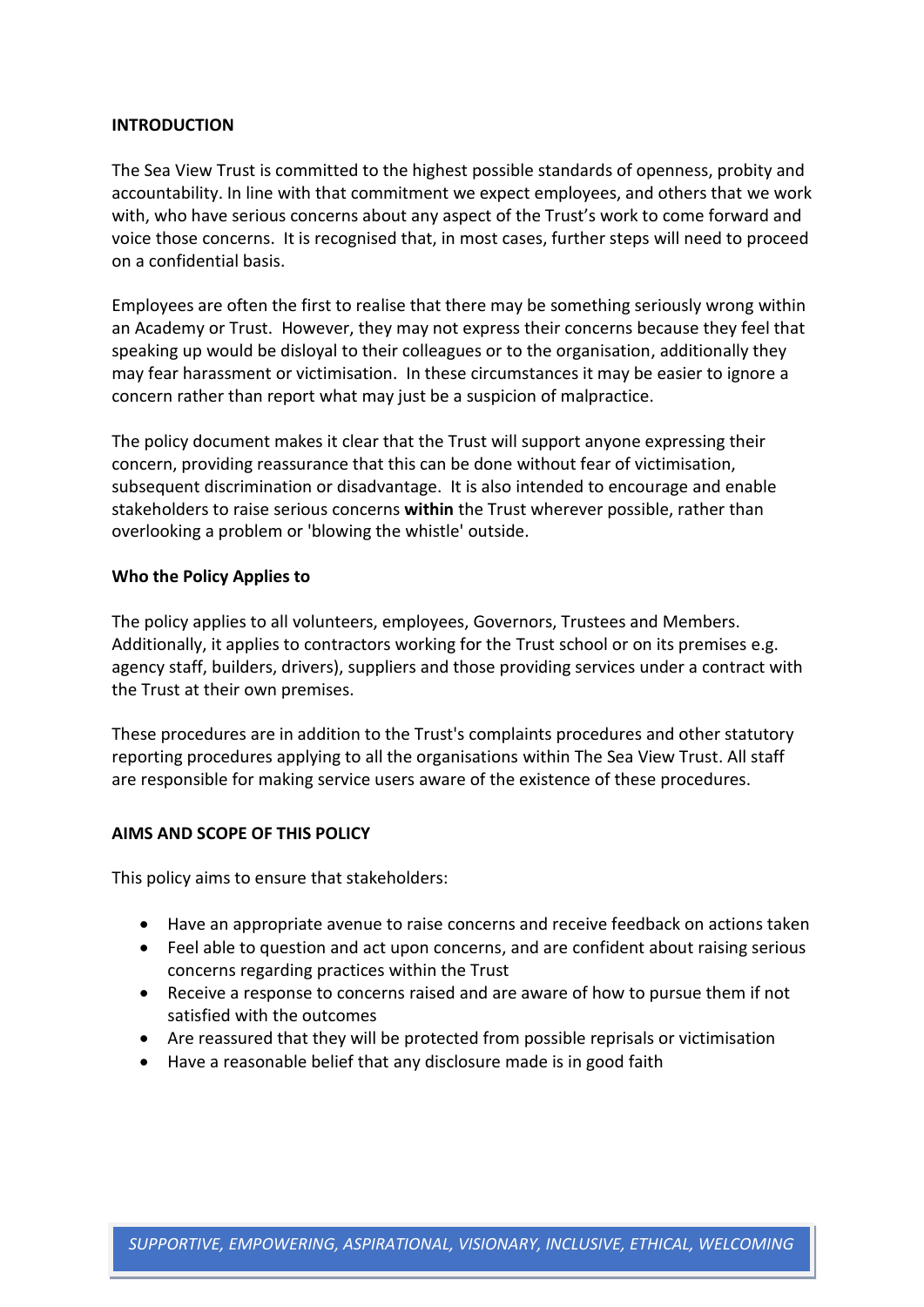## INTRODUCTION

The Sea View Trust is committed to the highest possible standards of openness, probity and accountability. In line with that commitment we expect employees, and others that we work with, who have serious concerns about any aspect of the Trust's work to come forward and voice those concerns. It is recognised that, in most cases, further steps will need to proceed on a confidential basis.

Employees are often the first to realise that there may be something seriously wrong within an Academy or Trust. However, they may not express their concerns because they feel that speaking up would be disloyal to their colleagues or to the organisation, additionally they may fear harassment or victimisation. In these circumstances it may be easier to ignore a concern rather than report what may just be a suspicion of malpractice.

The policy document makes it clear that the Trust will support anyone expressing their concern, providing reassurance that this can be done without fear of victimisation, subsequent discrimination or disadvantage. It is also intended to encourage and enable stakeholders to raise serious concerns **within** the Trust wherever possible, rather than overlooking a problem or 'blowing the whistle' outside.

### Who the Policy Applies to

The policy applies to all volunteers, employees, Governors, Trustees and Members. Additionally, it applies to contractors working for the Trust school or on its premises e.g. agency staff, builders, drivers), suppliers and those providing services under a contract with the Trust at their own premises.

These procedures are in addition to the Trust's complaints procedures and other statutory reporting procedures applying to all the organisations within The Sea View Trust. All staff are responsible for making service users aware of the existence of these procedures.

## AIMS AND SCOPE OF THIS POLICY

This policy aims to ensure that stakeholders:

- Have an appropriate avenue to raise concerns and receive feedback on actions taken
- Feel able to question and act upon concerns, and are confident about raising serious concerns regarding practices within the Trust
- Receive a response to concerns raised and are aware of how to pursue them if not satisfied with the outcomes
- Are reassured that they will be protected from possible reprisals or victimisation
- Have a reasonable belief that any disclosure made is in good faith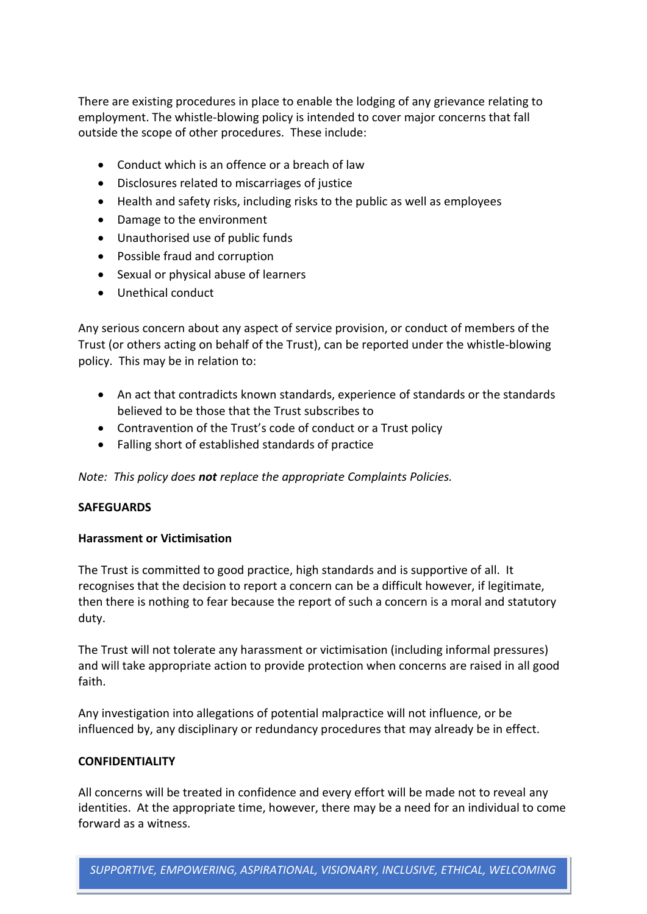There are existing procedures in place to enable the lodging of any grievance relating to employment. The whistle-blowing policy is intended to cover major concerns that fall outside the scope of other procedures. These include:

- Conduct which is an offence or a breach of law
- Disclosures related to miscarriages of justice
- Health and safety risks, including risks to the public as well as employees
- Damage to the environment
- Unauthorised use of public funds
- Possible fraud and corruption
- Sexual or physical abuse of learners
- Unethical conduct

Any serious concern about any aspect of service provision, or conduct of members of the Trust (or others acting on behalf of the Trust), can be reported under the whistle-blowing policy. This may be in relation to:

- An act that contradicts known standards, experience of standards or the standards believed to be those that the Trust subscribes to
- Contravention of the Trust's code of conduct or a Trust policy
- Falling short of established standards of practice

*Note: This policy does **not** replace the appropriate Complaints Policies.*

## SAFEGUARDS

### Harassment or Victimisation

The Trust is committed to good practice, high standards and is supportive of all. It recognises that the decision to report a concern can be a difficult however, if legitimate, then there is nothing to fear because the report of such a concern is a moral and statutory duty.

The Trust will not tolerate any harassment or victimisation (including informal pressures) and will take appropriate action to provide protection when concerns are raised in all good faith.

Any investigation into allegations of potential malpractice will not influence, or be influenced by, any disciplinary or redundancy procedures that may already be in effect.

## CONFIDENTIALITY

All concerns will be treated in confidence and every effort will be made not to reveal any identities. At the appropriate time, however, there may be a need for an individual to come forward as a witness.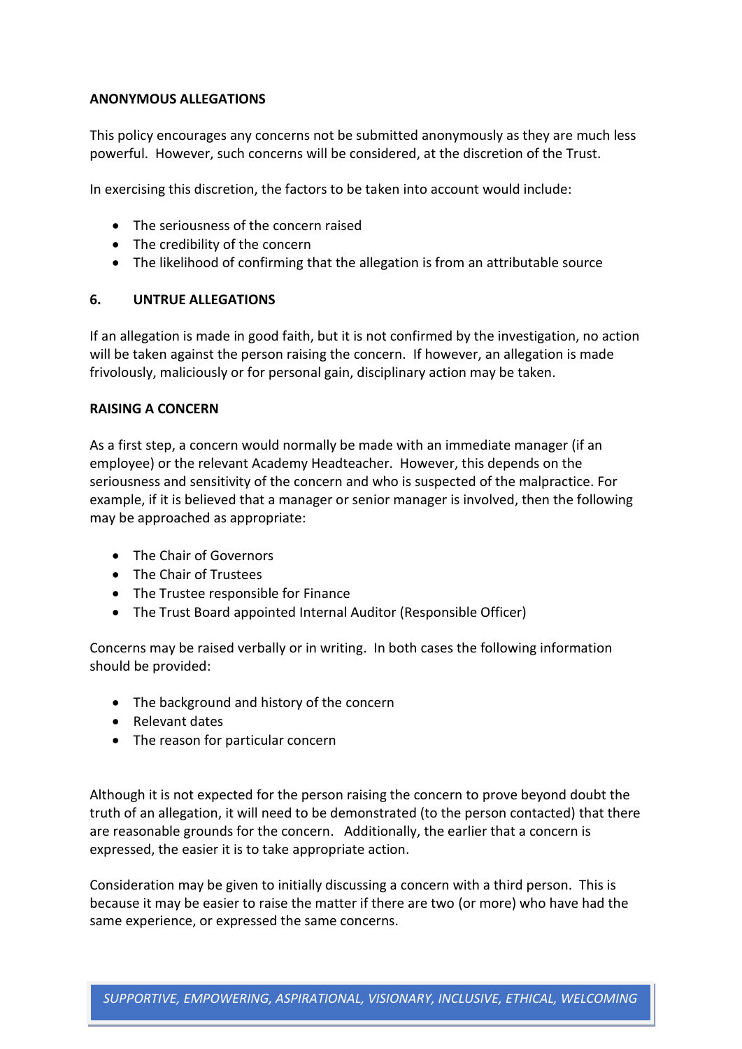## ANONYMOUS ALLEGATIONS

This policy encourages any concerns not be submitted anonymously as they are much less powerful. However, such concerns will be considered, at the discretion of the Trust.

In exercising this discretion, the factors to be taken into account would include:

- The seriousness of the concern raised
- The credibility of the concern
- The likelihood of confirming that the allegation is from an attributable source

## 6. UNTRUE ALLEGATIONS

If an allegation is made in good faith, but it is not confirmed by the investigation, no action will be taken against the person raising the concern. If however, an allegation is made frivolously, maliciously or for personal gain, disciplinary action may be taken.

## RAISING A CONCERN

As a first step, a concern would normally be made with an immediate manager (if an employee) or the relevant Academy Headteacher. However, this depends on the seriousness and sensitivity of the concern and who is suspected of the malpractice. For example, if it is believed that a manager or senior manager is involved, then the following may be approached as appropriate:

- The Chair of Governors
- The Chair of Trustees
- The Trustee responsible for Finance
- The Trust Board appointed Internal Auditor (Responsible Officer)

Concerns may be raised verbally or in writing. In both cases the following information should be provided:

- The background and history of the concern
- Relevant dates
- The reason for particular concern

Although it is not expected for the person raising the concern to prove beyond doubt the truth of an allegation, it will need to be demonstrated (to the person contacted) that there are reasonable grounds for the concern. Additionally, the earlier that a concern is expressed, the easier it is to take appropriate action.

Consideration may be given to initially discussing a concern with a third person. This is because it may be easier to raise the matter if there are two (or more) who have had the same experience, or expressed the same concerns.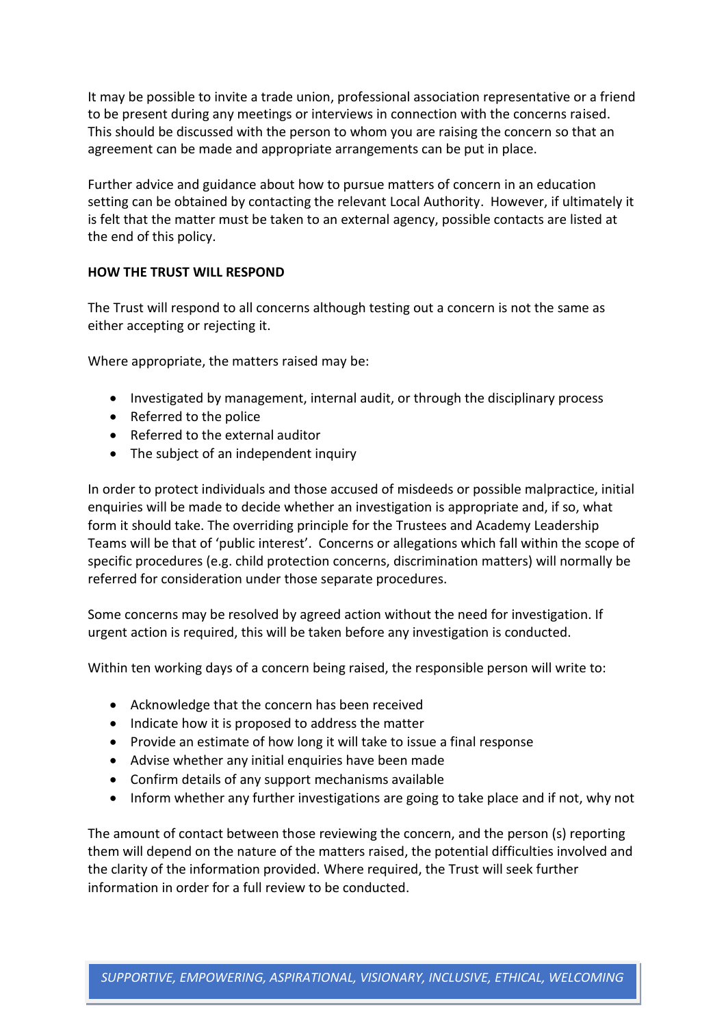It may be possible to invite a trade union, professional association representative or a friend to be present during any meetings or interviews in connection with the concerns raised. This should be discussed with the person to whom you are raising the concern so that an agreement can be made and appropriate arrangements can be put in place.

Further advice and guidance about how to pursue matters of concern in an education setting can be obtained by contacting the relevant Local Authority. However, if ultimately it is felt that the matter must be taken to an external agency, possible contacts are listed at the end of this policy.

**HOW THE TRUST WILL RESPOND**

The Trust will respond to all concerns although testing out a concern is not the same as either accepting or rejecting it.

Where appropriate, the matters raised may be:

- Investigated by management, internal audit, or through the disciplinary process
- Referred to the police
- Referred to the external auditor
- The subject of an independent inquiry

In order to protect individuals and those accused of misdeeds or possible malpractice, initial enquiries will be made to decide whether an investigation is appropriate and, if so, what form it should take. The overriding principle for the Trustees and Academy Leadership Teams will be that of 'public interest'. Concerns or allegations which fall within the scope of specific procedures (e.g. child protection concerns, discrimination matters) will normally be referred for consideration under those separate procedures.

Some concerns may be resolved by agreed action without the need for investigation. If urgent action is required, this will be taken before any investigation is conducted.

Within ten working days of a concern being raised, the responsible person will write to:

- Acknowledge that the concern has been received
- Indicate how it is proposed to address the matter
- Provide an estimate of how long it will take to issue a final response
- Advise whether any initial enquiries have been made
- Confirm details of any support mechanisms available
- Inform whether any further investigations are going to take place and if not, why not

The amount of contact between those reviewing the concern, and the person (s) reporting them will depend on the nature of the matters raised, the potential difficulties involved and the clarity of the information provided. Where required, the Trust will seek further information in order for a full review to be conducted.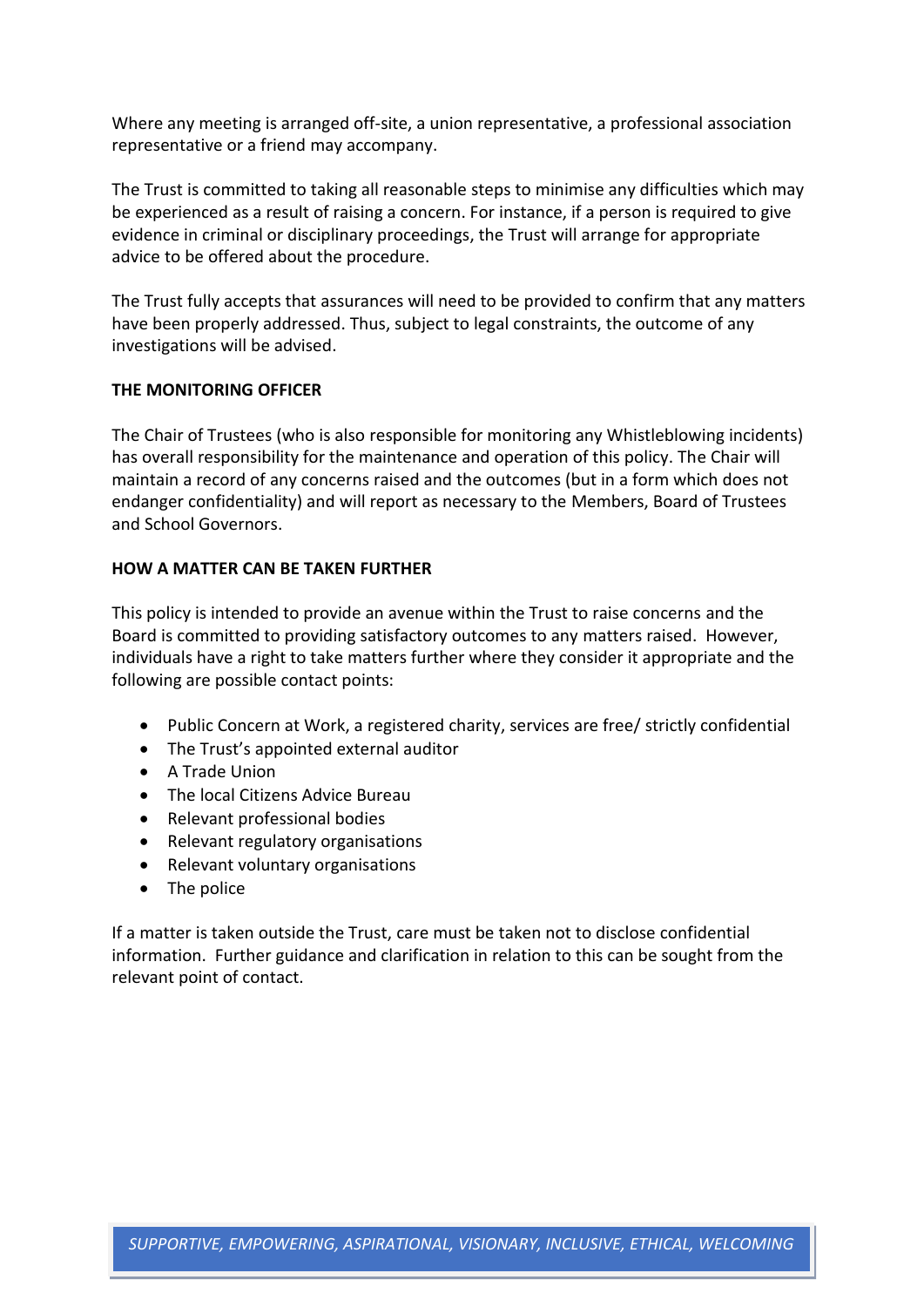Where any meeting is arranged off-site, a union representative, a professional association representative or a friend may accompany.

The Trust is committed to taking all reasonable steps to minimise any difficulties which may be experienced as a result of raising a concern. For instance, if a person is required to give evidence in criminal or disciplinary proceedings, the Trust will arrange for appropriate advice to be offered about the procedure.

The Trust fully accepts that assurances will need to be provided to confirm that any matters have been properly addressed. Thus, subject to legal constraints, the outcome of any investigations will be advised.

**THE MONITORING OFFICER**

The Chair of Trustees (who is also responsible for monitoring any Whistleblowing incidents) has overall responsibility for the maintenance and operation of this policy. The Chair will maintain a record of any concerns raised and the outcomes (but in a form which does not endanger confidentiality) and will report as necessary to the Members, Board of Trustees and School Governors.

**HOW A MATTER CAN BE TAKEN FURTHER**

This policy is intended to provide an avenue within the Trust to raise concerns and the Board is committed to providing satisfactory outcomes to any matters raised. However, individuals have a right to take matters further where they consider it appropriate and the following are possible contact points:

- Public Concern at Work, a registered charity, services are free/ strictly confidential
- The Trust's appointed external auditor
- A Trade Union
- The local Citizens Advice Bureau
- Relevant professional bodies
- Relevant regulatory organisations
- Relevant voluntary organisations
- The police

If a matter is taken outside the Trust, care must be taken not to disclose confidential information. Further guidance and clarification in relation to this can be sought from the relevant point of contact.